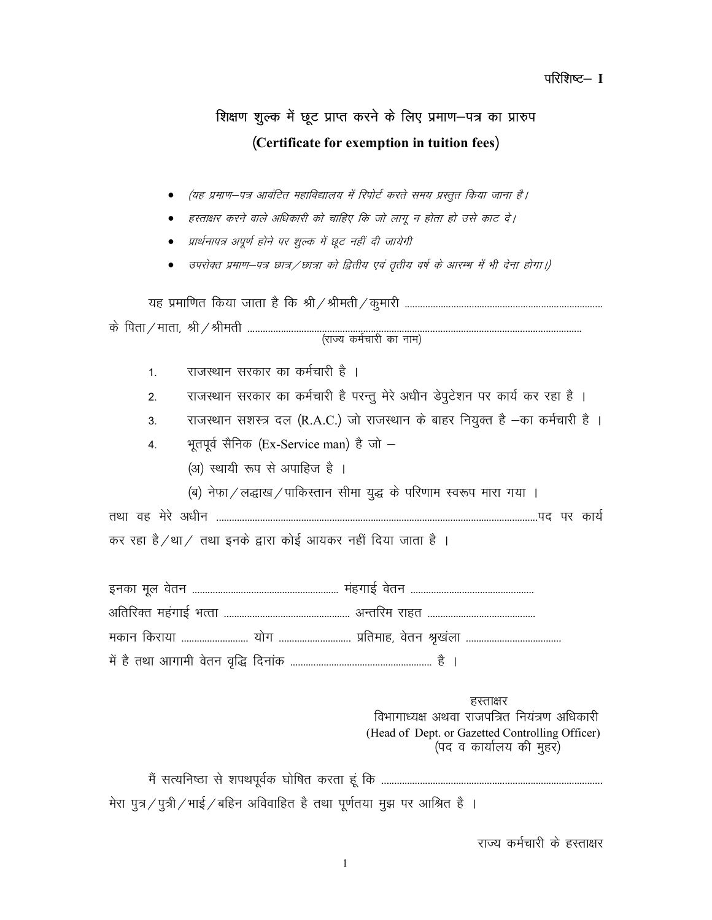परिशिष्ट– I

## शिक्षण शुल्क में छूट प्राप्त करने के लिए प्रमाण–पत्र का प्रारुप
## (Certificate for exemption in tuition fees)

- *(यह प्रमाण–पत्र आवंटित महाविद्यालय में रिपोर्ट करते समय प्रस्तुत किया जाना है।*
- *हस्ताक्षर करने वाले अधिकारी को चाहिए कि जो लागू न होता हो उसे काट दे।*
- *प्रार्थनापत्र अपूर्ण होने पर शुल्क में छूट नहीं दी जायेगी*
- *उपरोक्त प्रमाण–पत्र छात्र/छात्रा को द्वितीय एवं तृतीय वर्ष के आरम्भ में भी देना होगा।)*

यह प्रमाणित किया जाता है कि श्री/श्रीमती/कुमारी ............................................................................
के पिता/माता, श्री/श्रीमती ................................................................................................................................
(राज्य कर्मचारी का नाम)

1. राजस्थान सरकार का कर्मचारी है ।
2. राजस्थान सरकार का कर्मचारी है परन्तु मेरे अधीन डेपुटेशन पर कार्य कर रहा है ।
3. राजस्थान सशस्त्र दल (R.A.C.) जो राजस्थान के बाहर नियुक्त है –का कर्मचारी है ।
4. भूतपूर्व सैनिक (Ex-Service man) है जो –
   (अ) स्थायी रूप से अपाहिज है ।
   (ब) नेफा/लद्धाख/पाकिस्तान सीमा युद्ध के परिणाम स्वरूप मारा गया ।

तथा वह मेरे अधीन .............................................................................................................पद पर कार्य कर रहा है/था/ तथा इनके द्वारा कोई आयकर नहीं दिया जाता है ।

इनका मूल वेतन ......................................................... मंहगाई वेतन ................................................
अतिरिक्त महंगाई भत्ता ................................................ अन्तरिम राहत ..........................................
मकान किराया .......................... योग ............................ प्रतिमाह, वेतन श्रृखंला .....................................
में है तथा आगामी वेतन वृद्धि दिनांक ....................................................... है ।

हस्ताक्षर
विभागाध्यक्ष अथवा राजपत्रित नियंत्रण अधिकारी
(Head of Dept. or Gazetted Controlling Officer)
(पद व कार्यालय की मुहर)

मैं सत्यनिष्ठा से शपथपूर्वक घोषित करता हूं कि .....................................................................................
मेरा पुत्र/पुत्री/भाई/बहिन अविवाहित है तथा पूर्णतया मुझ पर आश्रित है ।

राज्य कर्मचारी के हस्ताक्षर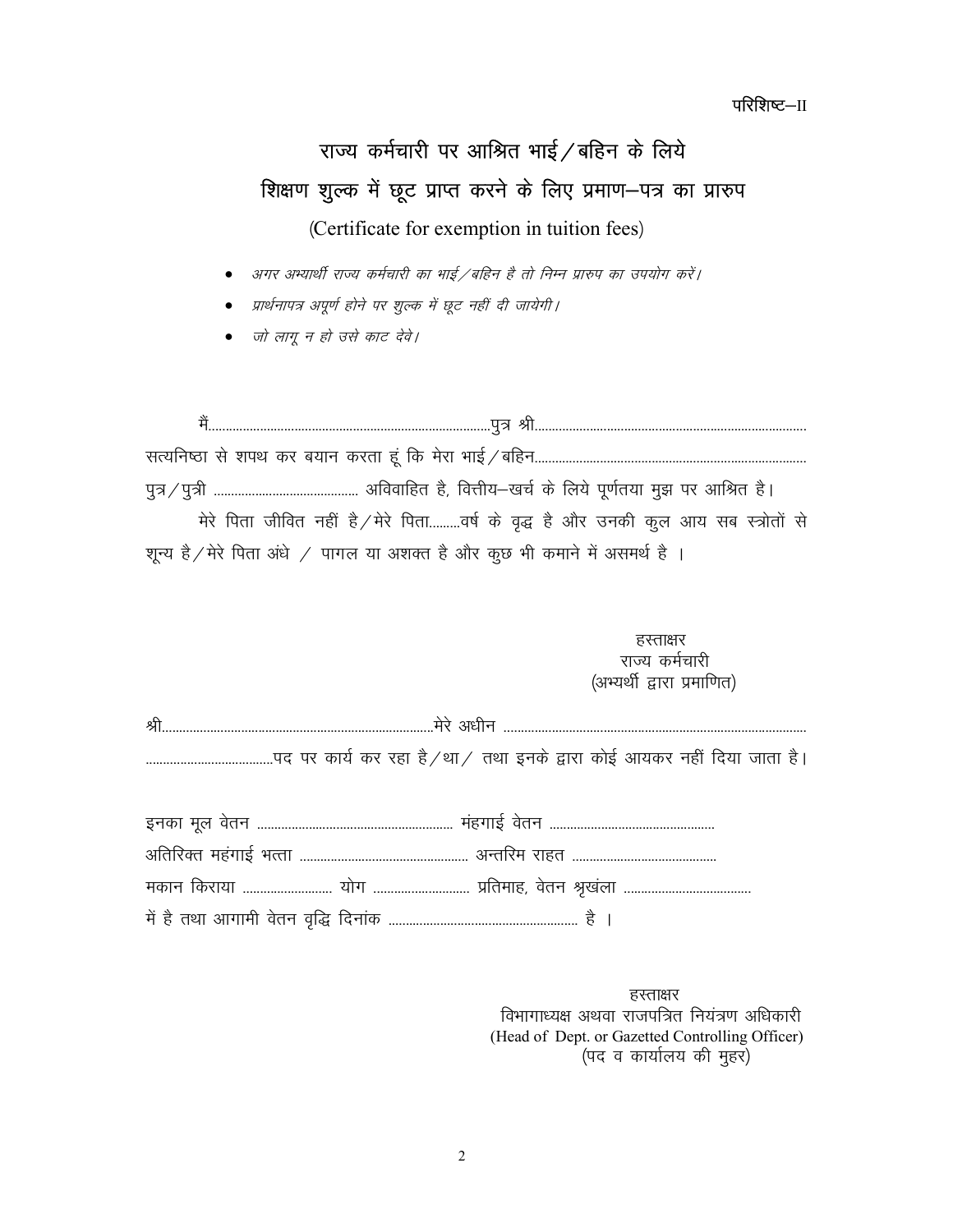परिशिष्ट–II

# राज्य कर्मचारी पर आश्रित भाई / बहिन के लिये
# शिक्षण शुल्क में छूट प्राप्त करने के लिए प्रमाण–पत्र का प्रारुप

(Certificate for exemption in tuition fees)

- *अगर अभ्यार्थी राज्य कर्मचारी का भाई / बहिन है तो निम्न प्रारुप का उपयोग करें।*
- *प्रार्थनापत्र अपूर्ण होने पर शुल्क में छूट नहीं दी जायेगी।*
- *जो लागू न हो उसे काट देवे।*

मैं.................................................................................पुत्र श्री...............................................................................
सत्यनिष्ठा से शपथ कर बयान करता हूं कि मेरा भाई / बहिन...............................................................................
पुत्र / पुत्री .......................................... अविवाहित है, वित्तीय–खर्च के लिये पूर्णतया मुझ पर आश्रित है।
मेरे पिता जीवित नहीं है / मेरे पिता.........वर्ष के वृद्ध है और उनकी कुल आय सब स्त्रोतों से शून्य है / मेरे पिता अंधे / पागल या अशक्त है और कुछ भी कमाने में असमर्थ है ।

हस्ताक्षर
राज्य कर्मचारी
(अभ्यर्थी द्वारा प्रमाणित)

श्री...............................................................................मेरे अधीन .......................................................................................
.....................................पद पर कार्य कर रहा है / था / तथा इनके द्वारा कोई आयकर नहीं दिया जाता है।

इनका मूल वेतन ......................................................... मंहगाई वेतन ................................................
अतिरिक्त महंगाई भत्ता ................................................. अन्तरिम राहत ..........................................
मकान किराया .......................... योग ............................ प्रतिमाह, वेतन श्रृखंला .....................................
में है तथा आगामी वेतन वृद्धि दिनांक ....................................................... है ।

हस्ताक्षर
विभागाध्यक्ष अथवा राजपत्रित नियंत्रण अधिकारी
(Head of Dept. or Gazetted Controlling Officer)
(पद व कार्यालय की मुहर)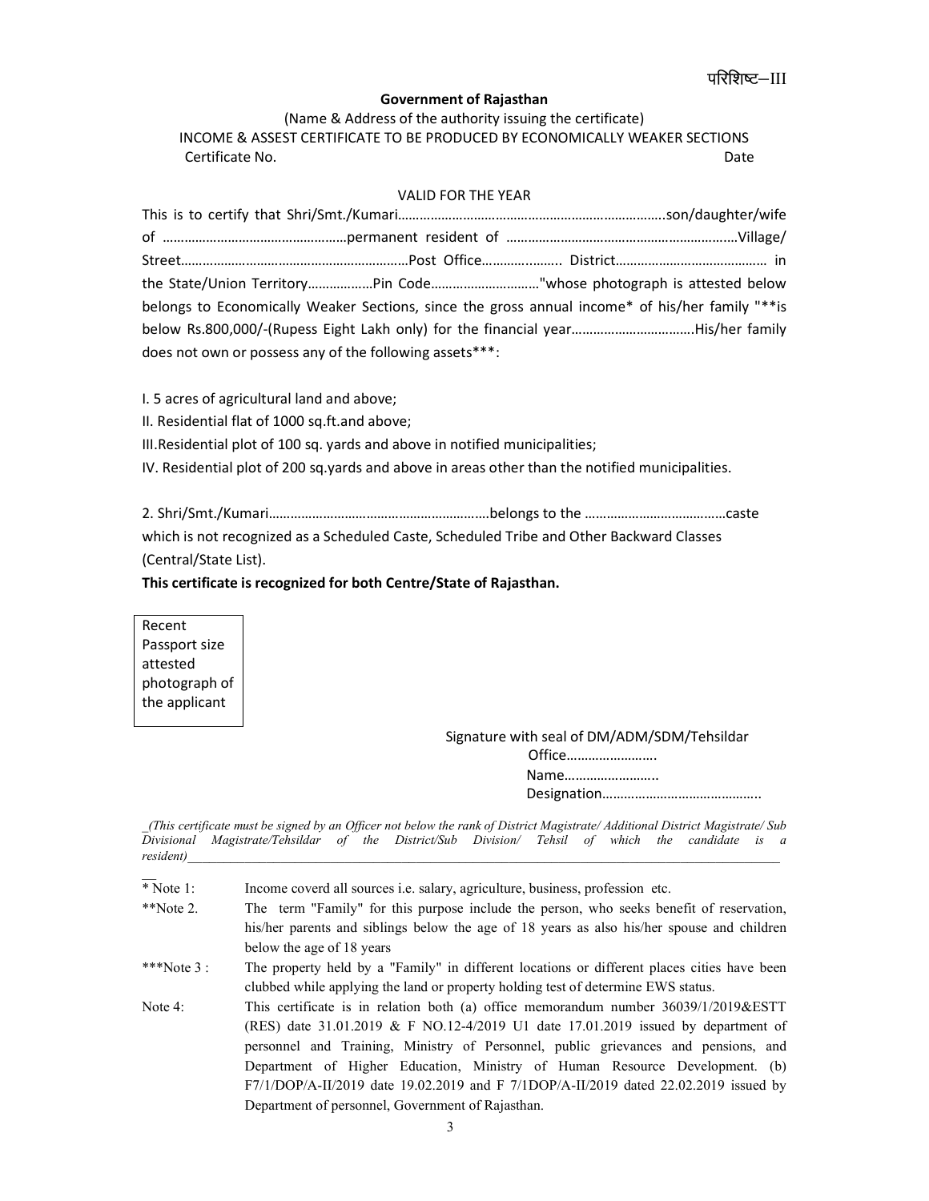परिशिष्ट–III

**Government of Rajasthan**

(Name & Address of the authority issuing the certificate)

INCOME & ASSEST CERTIFICATE TO BE PRODUCED BY ECONOMICALLY WEAKER SECTIONS

Certificate No. Date

VALID FOR THE YEAR

This is to certify that Shri/Smt./Kumari…………………………………………………………………son/daughter/wife of ……………………………………………permanent resident of ………………………………………………………Village/ Street………………………………………………………Post Office……………….. District…………………………………… in the State/Union Territory………………Pin Code…………………………"whose photograph is attested below belongs to Economically Weaker Sections, since the gross annual income* of his/her family "**is below Rs.800,000/-(Rupess Eight Lakh only) for the financial year…………………………….His/her family does not own or possess any of the following assets***:

I. 5 acres of agricultural land and above;

II. Residential flat of 1000 sq.ft.and above;

III.Residential plot of 100 sq. yards and above in notified municipalities;

IV. Residential plot of 200 sq.yards and above in areas other than the notified municipalities.

2. Shri/Smt./Kumari……………………………………………………belongs to the …………………………………caste which is not recognized as a Scheduled Caste, Scheduled Tribe and Other Backward Classes (Central/State List).

**This certificate is recognized for both Centre/State of Rajasthan.**

| Recent Passport size attested photograph of the applicant |
|---|

Signature with seal of DM/ADM/SDM/Tehsildar

Office…………………….

Name……………………..

Designation……………………………………..

_*(This certificate must be signed by an Officer not below the rank of District Magistrate/ Additional District Magistrate/ Sub Divisional Magistrate/Tehsildar of the District/Sub Division/ Tehsil of which the candidate is a resident)*_

* Note 1: Income coverd all sources i.e. salary, agriculture, business, profession etc.

**Note 2. The term "Family" for this purpose include the person, who seeks benefit of reservation, his/her parents and siblings below the age of 18 years as also his/her spouse and children below the age of 18 years

***Note 3 : The property held by a "Family" in different locations or different places cities have been clubbed while applying the land or property holding test of determine EWS status.

Note 4: This certificate is in relation both (a) office memorandum number 36039/1/2019&ESTT (RES) date 31.01.2019 & F NO.12-4/2019 U1 date 17.01.2019 issued by department of personnel and Training, Ministry of Personnel, public grievances and pensions, and Department of Higher Education, Ministry of Human Resource Development. (b) F7/1/DOP/A-II/2019 date 19.02.2019 and F 7/1DOP/A-II/2019 dated 22.02.2019 issued by Department of personnel, Government of Rajasthan.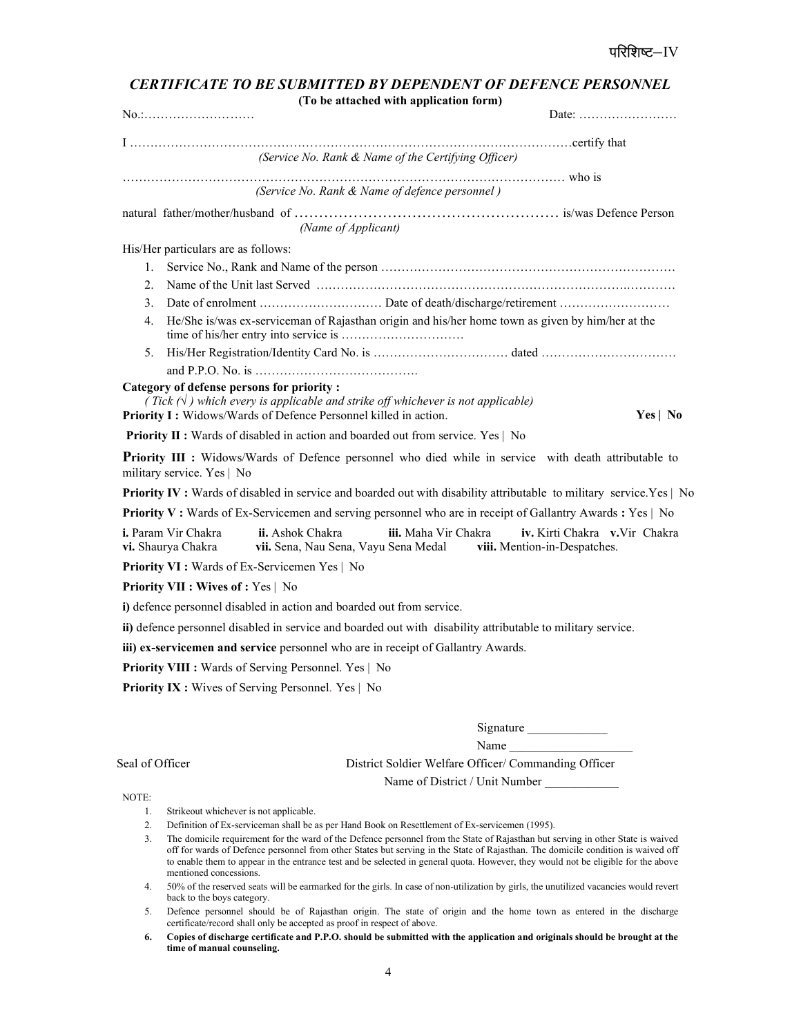परिशिष्ट–IV

## *CERTIFICATE TO BE SUBMITTED BY DEPENDENT OF DEFENCE PERSONNEL*

**(To be attached with application form)**

No.:……………………… Date: ……………………

I ………………………………………………………………………………………………certify that
*(Service No. Rank & Name of the Certifying Officer)*

………………………………………………………………………………………………… who is
*(Service No. Rank & Name of defence personnel )*

natural father/mother/husband of ……………………………………………… is/was Defence Person
*(Name of Applicant)*

His/Her particulars are as follows:

1. Service No., Rank and Name of the person ………………………………………………………………
2. Name of the Unit last Served ……………………………………………………………………..…………
3. Date of enrolment ………………….……… Date of death/discharge/retirement ………………………
4. He/She is/was ex-serviceman of Rajasthan origin and his/her home town as given by him/her at the time of his/her entry into service is …………………………
5. His/Her Registration/Identity Card No. is …………………………… dated ……………………………
   and P.P.O. No. is ………………………………….

**Category of defense persons for priority :**
*( Tick (√ ) which every is applicable and strike off whichever is not applicable)*

**Priority I :** Widows/Wards of Defence Personnel killed in action. **Yes | No**

**Priority II :** Wards of disabled in action and boarded out from service. Yes | No

**Priority III :** Widows/Wards of Defence personnel who died while in service with death attributable to military service. Yes | No

**Priority IV :** Wards of disabled in service and boarded out with disability attributable to military service.Yes | No

**Priority V :** Wards of Ex-Servicemen and serving personnel who are in receipt of Gallantry Awards **:** Yes | No

**i.** Param Vir Chakra **ii.** Ashok Chakra **iii.** Maha Vir Chakra **iv.** Kirti Chakra **v.**Vir Chakra **vi.** Shaurya Chakra **vii.** Sena, Nau Sena, Vayu Sena Medal **viii.** Mention-in-Despatches.

**Priority VI :** Wards of Ex-Servicemen Yes | No

**Priority VII : Wives of :** Yes | No

**i)** defence personnel disabled in action and boarded out from service.

**ii)** defence personnel disabled in service and boarded out with disability attributable to military service.

**iii) ex-servicemen and service** personnel who are in receipt of Gallantry Awards.

**Priority VIII :** Wards of Serving Personnel. Yes | No

**Priority IX :** Wives of Serving Personnel. Yes | No

Signature _____________

Name ___________________

Seal of Officer

District Soldier Welfare Officer/ Commanding Officer

Name of District / Unit Number ___________

NOTE:

1. Strikeout whichever is not applicable.
2. Definition of Ex-serviceman shall be as per Hand Book on Resettlement of Ex-servicemen (1995).
3. The domicile requirement for the ward of the Defence personnel from the State of Rajasthan but serving in other State is waived off for wards of Defence personnel from other States but serving in the State of Rajasthan. The domicile condition is waived off to enable them to appear in the entrance test and be selected in general quota. However, they would not be eligible for the above mentioned concessions.
4. 50% of the reserved seats will be earmarked for the girls. In case of non-utilization by girls, the unutilized vacancies would revert back to the boys category.
5. Defence personnel should be of Rajasthan origin. The state of origin and the home town as entered in the discharge certificate/record shall only be accepted as proof in respect of above.
6. **Copies of discharge certificate and P.P.O. should be submitted with the application and originals should be brought at the time of manual counseling.**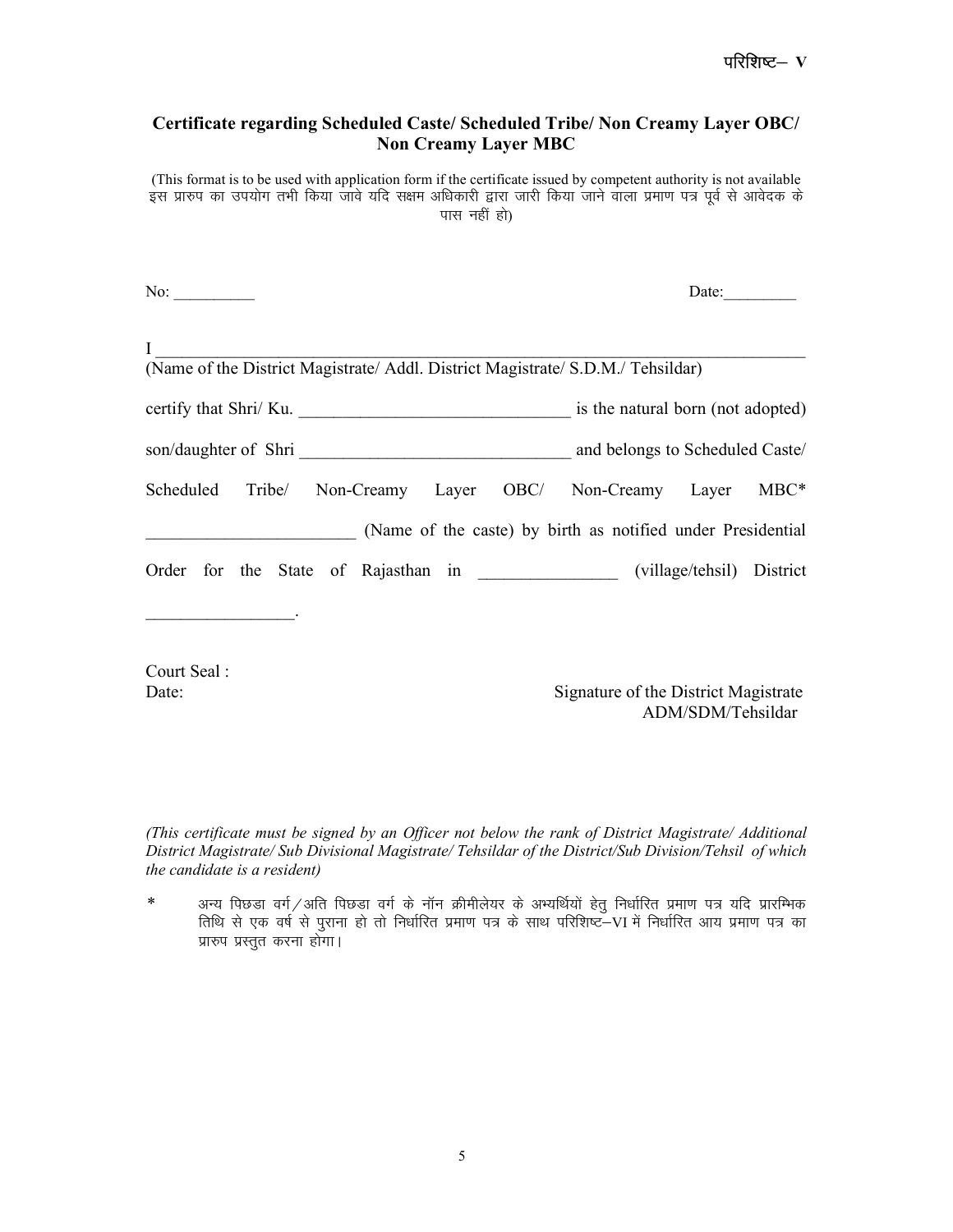परिशिष्ट– V

## Certificate regarding Scheduled Caste/ Scheduled Tribe/ Non Creamy Layer OBC/ Non Creamy Layer MBC

(This format is to be used with application form if the certificate issued by competent authority is not available इस प्रारुप का उपयोग तभी किया जावे यदि सक्षम अधिकारी द्वारा जारी किया जाने वाला प्रमाण पत्र पूर्व से आवेदक के पास नहीं हो)

No: __________ Date:_________

I ______________________________________________________________________________
(Name of the District Magistrate/ Addl. District Magistrate/ S.D.M./ Tehsildar)

certify that Shri/ Ku. _______________________________ is the natural born (not adopted) son/daughter of Shri _______________________________ and belongs to Scheduled Caste/ Scheduled Tribe/ Non-Creamy Layer OBC/ Non-Creamy Layer MBC* ________________________ (Name of the caste) by birth as notified under Presidential Order for the State of Rajasthan in _______________ (village/tehsil) District _________________.

Court Seal :
Date:

Signature of the District Magistrate
ADM/SDM/Tehsildar

*(This certificate must be signed by an Officer not below the rank of District Magistrate/ Additional District Magistrate/ Sub Divisional Magistrate/ Tehsildar of the District/Sub Division/Tehsil of which the candidate is a resident)*

* अन्य पिछड़ा वर्ग/अति पिछड़ा वर्ग के नॉन क्रीमीलेयर के अभ्यर्थियों हेतु निर्धारित प्रमाण पत्र यदि प्रारम्भिक तिथि से एक वर्ष से पुराना हो तो निर्धारित प्रमाण पत्र के साथ परिशिष्ट–VI में निर्धारित आय प्रमाण पत्र का प्रारुप प्रस्तुत करना होगा।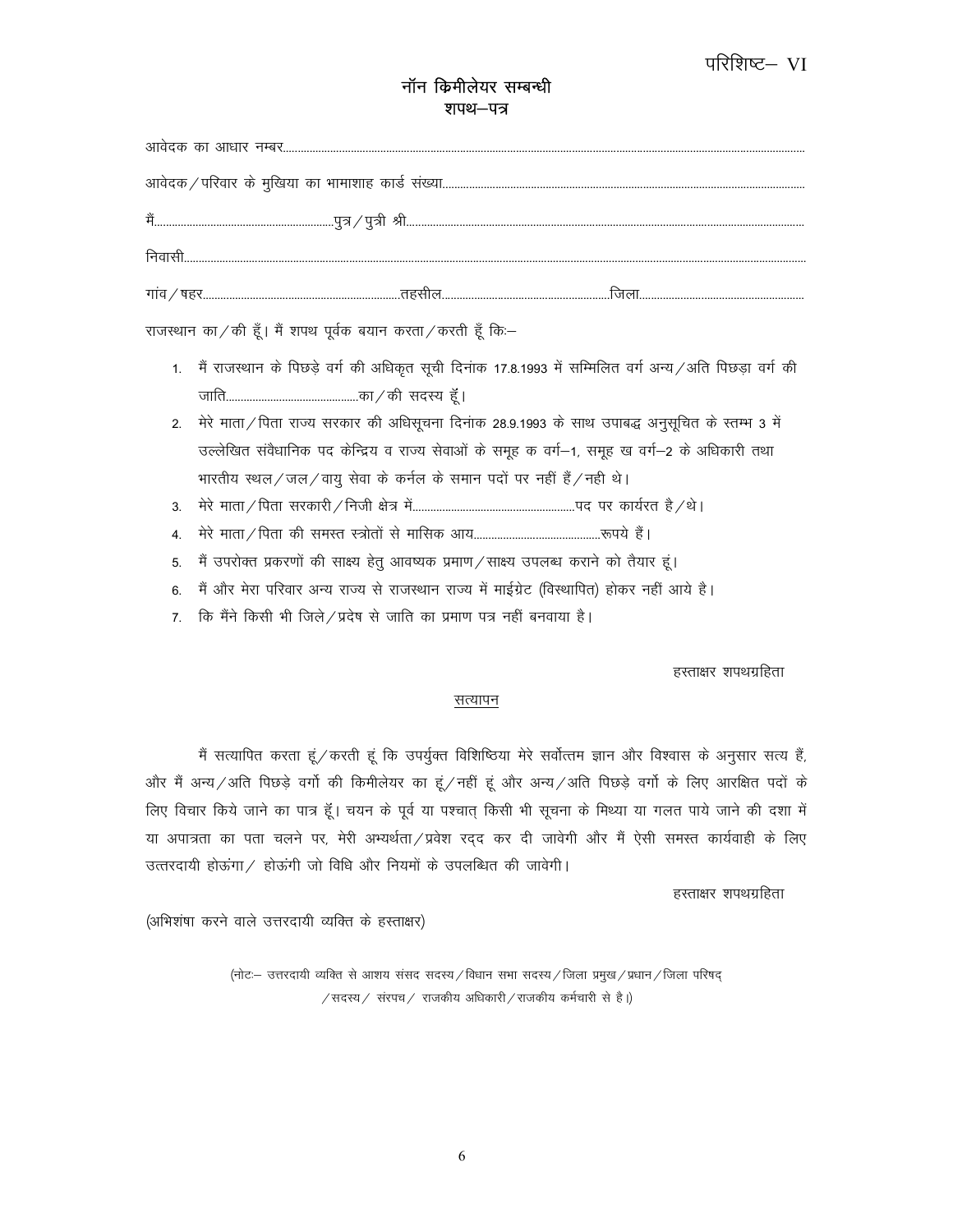परिशिष्ट– VI

# नॉन क्रिमीलेयर सम्बन्धी
## शपथ–पत्र

आवेदक का आधार नम्बर.......................................................................................................................................................

आवेदक / परिवार के मुखिया का भामाशाह कार्ड संख्या.........................................................................................................

मैं.........................................................पुत्र / पुत्री श्री........................................................................................................

निवासी...................................................................................................................................................................................

गांव / षहर..................................................................तहसील.......................................................जिला....................................................

राजस्थान का / की हूँ। मैं शपथ पूर्वक बयान करता / करती हूँ कि:–

1. मैं राजस्थान के पिछड़े वर्ग की अधिकृत सूची दिनांक 17.8.1993 में सम्मिलित वर्ग अन्य / अति पिछड़ा वर्ग की जाति............................................का / की सदस्य हूँ।
2. मेरे माता / पिता राज्य सरकार की अधिसूचना दिनांक 28.9.1993 के साथ उपाबद्ध अनुसूचित के स्तम्भ 3 में उल्लेखित संवैधानिक पद केन्द्रिय व राज्य सेवाओं के समूह क वर्ग–1, समूह ख वर्ग–2 के अधिकारी तथा भारतीय स्थल / जल / वायु सेवा के कर्नल के समान पदों पर नहीं हैं / नही थे।
3. मेरे माता / पिता सरकारी / निजी क्षेत्र में......................................................पद पर कार्यरत है / थे।
4. मेरे माता / पिता की समस्त स्त्रोतों से मासिक आय..........................................रूपये हैं।
5. मैं उपरोक्त प्रकरणों की साक्ष्य हेतु आवष्यक प्रमाण / साक्ष्य उपलब्ध कराने को तैयार हूं।
6. मैं और मेरा परिवार अन्य राज्य से राजस्थान राज्य में माईग्रेट (विस्थापित) होकर नहीं आये है।
7. कि मैंने किसी भी जिले / प्रदेष से जाति का प्रमाण पत्र नहीं बनवाया है।

हस्ताक्षर शपथग्रहिता

## सत्यापन

मैं सत्यापित करता हूं / करती हूं कि उपर्युक्त विशिष्ठिया मेरे सर्वोत्तम ज्ञान और विश्वास के अनुसार सत्य हैं, और मैं अन्य / अति पिछड़े वर्गो की क्रिमीलेयर का हूं / नहीं हूं और अन्य / अति पिछड़े वर्गो के लिए आरक्षित पदों के लिए विचार किये जाने का पात्र हूँ। चयन के पूर्व या पश्चात् किसी भी सूचना के मिथ्या या गलत पाये जाने की दशा में या अपात्रता का पता चलने पर, मेरी अभ्यर्थता / प्रवेश रद्द कर दी जावेगी और मैं ऐसी समस्त कार्यवाही के लिए उत्तरदायी होऊंगा / होऊंगी जो विधि और नियमों के उपलब्धित की जावेगी।

हस्ताक्षर शपथग्रहिता

(अभिशंषा करने वाले उत्तरदायी व्यक्ति के हस्ताक्षर)

(नोटः– उत्तरदायी व्यक्ति से आशय संसद सदस्य / विधान सभा सदस्य / जिला प्रमुख / प्रधान / जिला परिषद् / सदस्य / संरपच / राजकीय अधिकारी / राजकीय कर्मचारी से है।)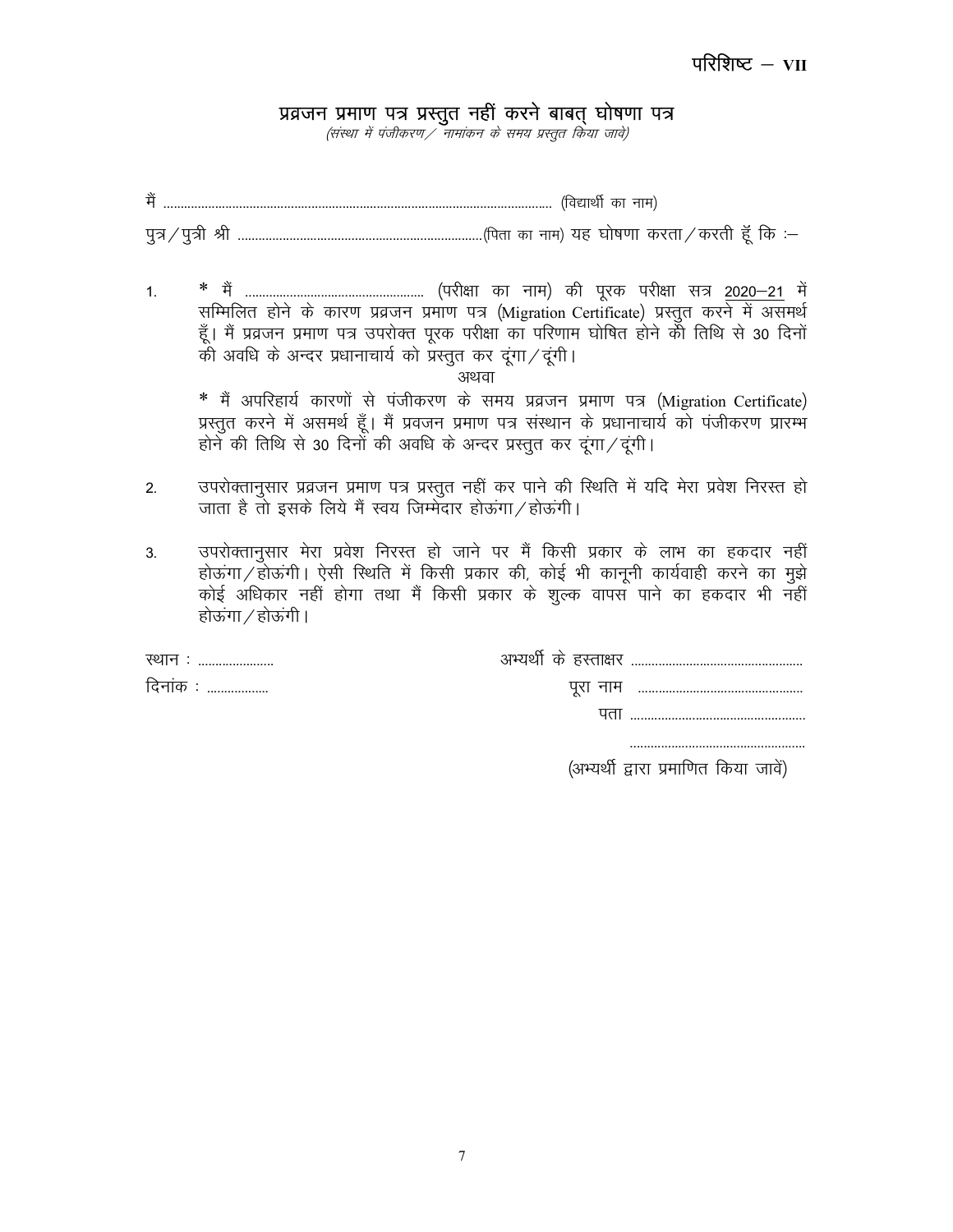परिशिष्ट – VII

## प्रव्रजन प्रमाण पत्र प्रस्तुत नहीं करने बाबत् घोषणा पत्र

*(संस्था में पंजीकरण / नामांकन के समय प्रस्तुत किया जावे)*

मैं ........................................................................................................ (विद्यार्थी का नाम)

पुत्र / पुत्री श्री ......................................................................(पिता का नाम) यह घोषणा करता / करती हूँ कि :–

1. * मैं .................................................... (परीक्षा का नाम) की पूरक परीक्षा सत्र 2020–21 में सम्मिलित होने के कारण प्रव्रजन प्रमाण पत्र (Migration Certificate) प्रस्तुत करने में असमर्थ हूँ। मैं प्रव्रजन प्रमाण पत्र उपरोक्त पूरक परीक्षा का परिणाम घोषित होने की तिथि से 30 दिनों की अवधि के अन्दर प्रधानाचार्य को प्रस्तुत कर दूंगा / दूंगी।

   अथवा

   * मैं अपरिहार्य कारणों से पंजीकरण के समय प्रव्रजन प्रमाण पत्र (Migration Certificate) प्रस्तुत करने में असमर्थ हूँ। मैं प्रवजन प्रमाण पत्र संस्थान के प्रधानाचार्य को पंजीकरण प्रारम्भ होने की तिथि से 30 दिनों की अवधि के अन्दर प्रस्तुत कर दूंगा / दूंगी।

2. उपरोक्तानुसार प्रव्रजन प्रमाण पत्र प्रस्तुत नहीं कर पाने की स्थिति में यदि मेरा प्रवेश निरस्त हो जाता है तो इसके लिये मैं स्वय जिम्मेदार होऊंगा / होऊंगी।

3. उपरोक्तानुसार मेरा प्रवेश निरस्त हो जाने पर मैं किसी प्रकार के लाभ का हकदार नहीं होऊंगा / होऊंगी। ऐसी स्थिति में किसी प्रकार की, कोई भी कानूनी कार्यवाही करने का मुझे कोई अधिकार नहीं होगा तथा मैं किसी प्रकार के शुल्क वापस पाने का हकदार भी नहीं होऊंगा / होऊंगी।

स्थान : ......................

दिनांक : ..................

अभ्यर्थी के हस्ताक्षर ..................................................

पूरा नाम ................................................

पता ..................................................

..................................................

(अभ्यर्थी द्वारा प्रमाणित किया जावें)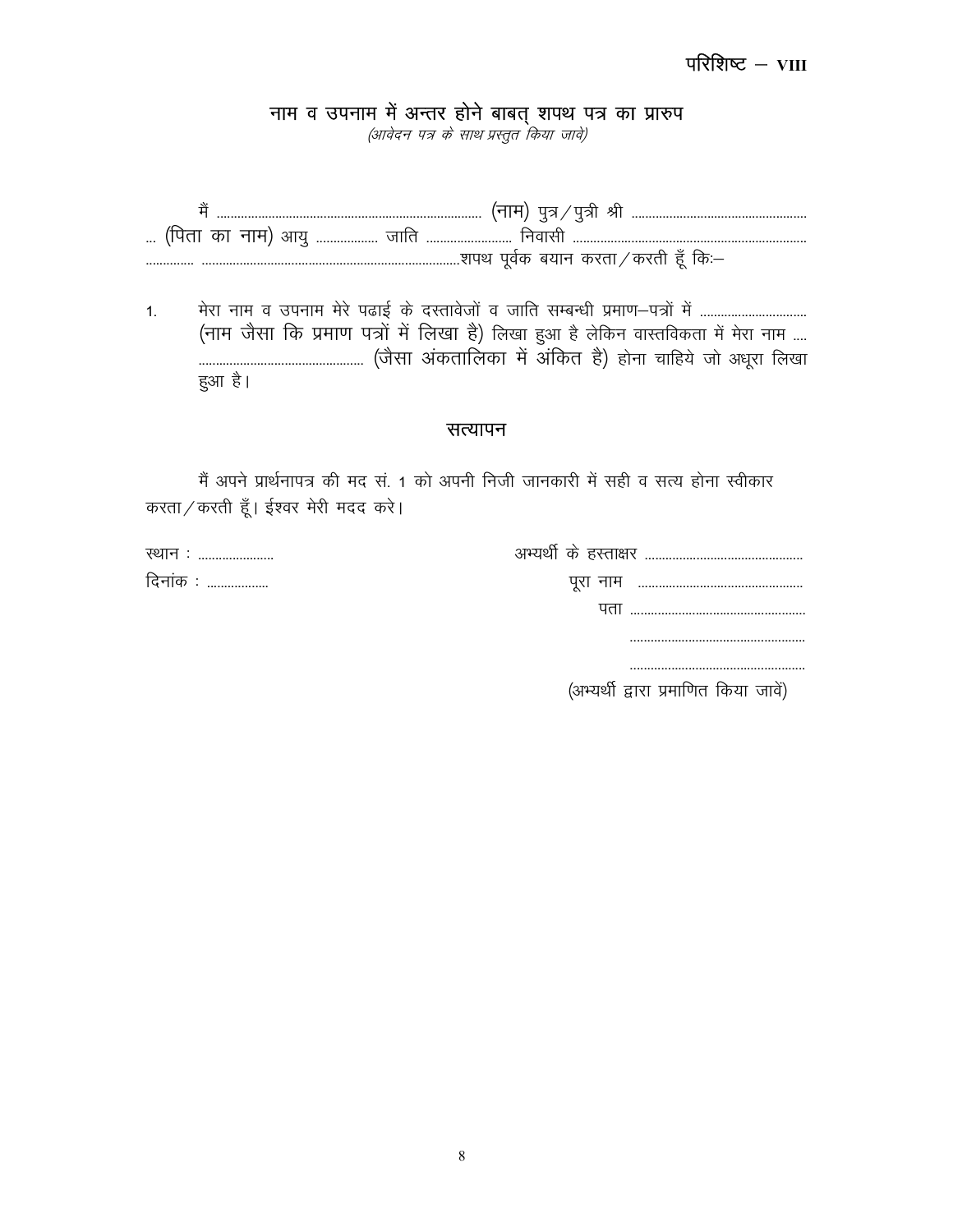परिशिष्ट – VIII

## नाम व उपनाम में अन्तर होने बाबत् शपथ पत्र का प्रारुप

*(आवेदन पत्र के साथ प्रस्तुत किया जावे)*

मैं ............................................................................ (नाम) पुत्र/पुत्री श्री .................................................. ... (पिता का नाम) आयु ................. जाति ......................... निवासी .................................................................. .............. ...........................................................................शपथ पूर्वक बयान करता/करती हूँ किः–

1. मेरा नाम व उपनाम मेरे पढाई के दस्तावेजों व जाति सम्बन्धी प्रमाण–पत्रों में ............................... (नाम जैसा कि प्रमाण पत्रों में लिखा है) लिखा हुआ है लेकिन वास्तविकता में मेरा नाम .... ................................................ (जैसा अंकतालिका में अंकित है) होना चाहिये जो अधूरा लिखा हुआ है।

### सत्यापन

मैं अपने प्रार्थनापत्र की मद सं. 1 को अपनी निजी जानकारी में सही व सत्य होना स्वीकार करता/करती हूँ। ईश्वर मेरी मदद करे।

स्थान : .....................

दिनांक : .................

अभ्यर्थी के हस्ताक्षर .............................................

पूरा नाम ................................................

पता ...................................................

...................................................

...................................................

(अभ्यर्थी द्वारा प्रमाणित किया जावें)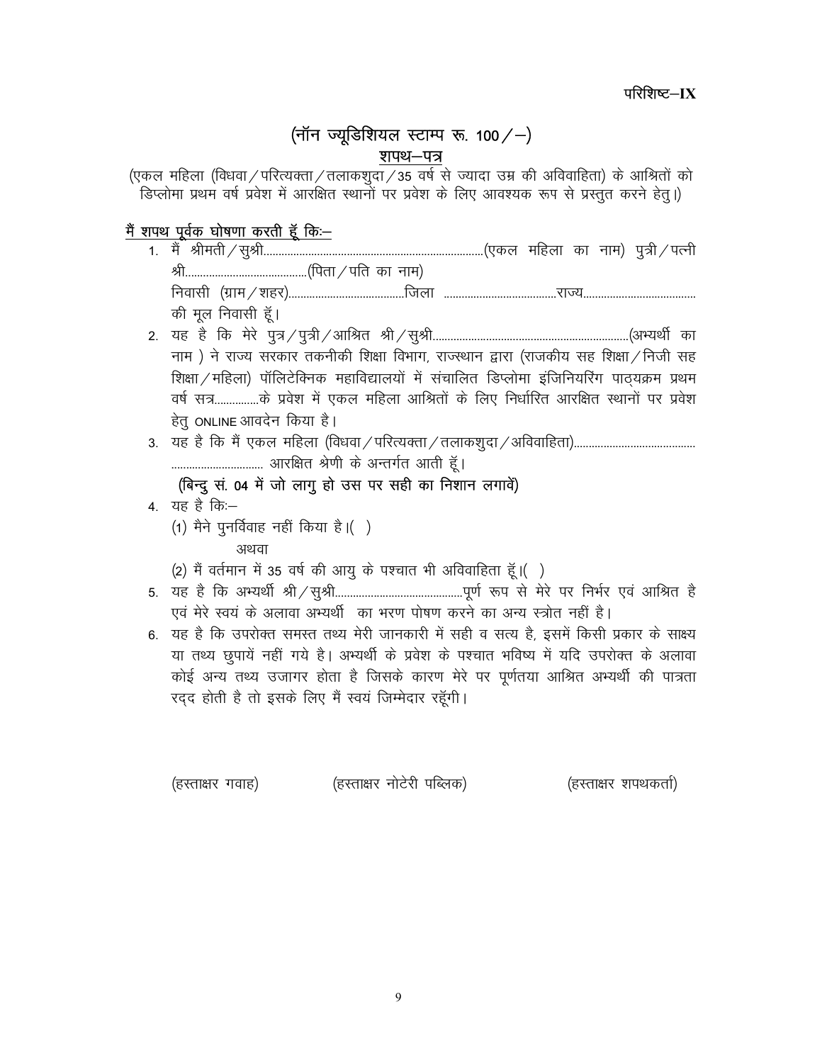परिशिष्ट–IX

## (नॉन ज्यूडिशियल स्टाम्प रू. 100/–)

### शपथ–पत्र

(एकल महिला (विधवा/परित्यक्ता/तलाकशुदा/35 वर्ष से ज्यादा उम्र की अविवाहिता) के आश्रितों को डिप्लोमा प्रथम वर्ष प्रवेश में आरक्षित स्थानों पर प्रवेश के लिए आवश्यक रूप से प्रस्तुत करने हेतु।)

**मैं शपथ पूर्वक घोषणा करती हूँ कि:–**

1. मैं श्रीमती/सुश्री.........................................................................(एकल महिला का नाम) पुत्री/पत्नी श्री.........................................(पिता/पति का नाम) निवासी (ग्राम/शहर).......................................जिला ......................................राज्य...................................... की मूल निवासी हूँ।
2. यह है कि मेरे पुत्र/पुत्री/आश्रित श्री/सुश्री.................................................................(अभ्यर्थी का नाम ) ने राज्य सरकार तकनीकी शिक्षा विभाग, राज्स्थान द्वारा (राजकीय सह शिक्षा/निजी सह शिक्षा/महिला) पॉलिटेक्निक महाविद्यालयों में संचालित डिप्लोमा इंजिनियरिंग पाठ्यक्रम प्रथम वर्ष सत्र...............के प्रवेश में एकल महिला आश्रितों के लिए निर्धारित आरक्षित स्थानों पर प्रवेश हेतु ONLINE आवदेन किया है।
3. यह है कि मैं एकल महिला (विधवा/परित्यक्ता/तलाकशुदा/अविवाहिता)......................................... .............................. आरक्षित श्रेणी के अन्तर्गत आती हूँ।

   **(बिन्दु सं. 04 में जो लागु हो उस पर सही का निशान लगावें)**
4. यह है कि:–

   (1) मैने पुनर्विवाह नहीं किया है।( )

   अथवा

   (2) मैं वर्तमान में 35 वर्ष की आयु के पश्चात भी अविवाहिता हूँ।( )
5. यह है कि अभ्यर्थी श्री/सुश्री..........................................पूर्ण रूप से मेरे पर निर्भर एवं आश्रित है एवं मेरे स्वयं के अलावा अभ्यर्थी का भरण पोषण करने का अन्य स्त्रोत नहीं है।
6. यह है कि उपरोक्त समस्त तथ्य मेरी जानकारी में सही व सत्य है, इसमें किसी प्रकार के साक्ष्य या तथ्य छुपायें नहीं गये है। अभ्यर्थी के प्रवेश के पश्चात भविष्य में यदि उपरोक्त के अलावा कोई अन्य तथ्य उजागर होता है जिसके कारण मेरे पर पूर्णतया आश्रित अभ्यर्थी की पात्रता रद्द होती है तो इसके लिए मैं स्वयं जिम्मेदार रहूँगी।

(हस्ताक्षर गवाह) (हस्ताक्षर नोटेरी पब्लिक) (हस्ताक्षर शपथकर्ता)